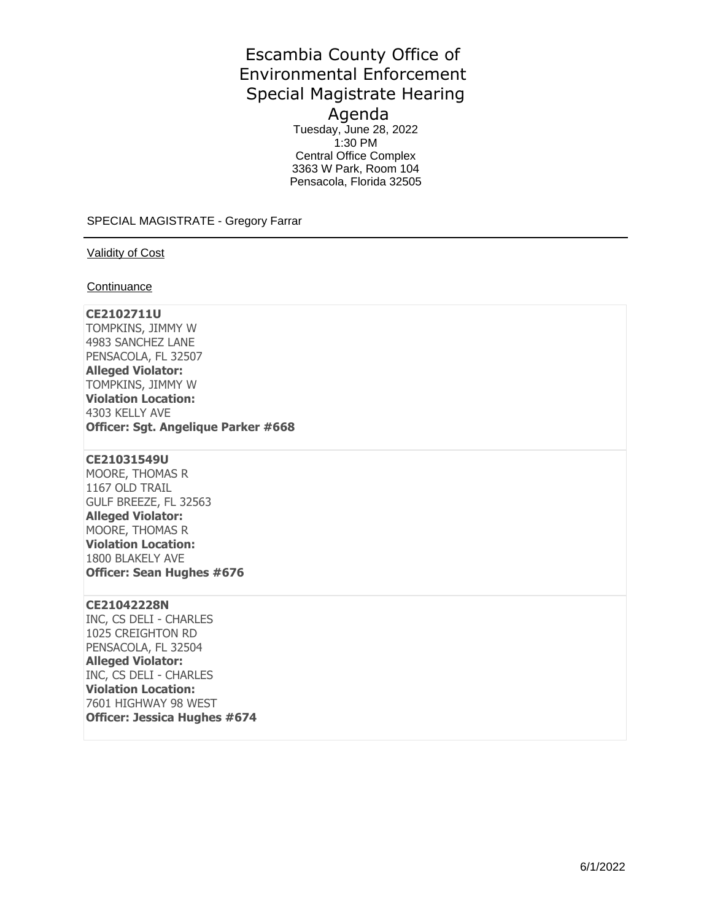# Escambia County Office of Environmental Enforcement Special Magistrate Hearing Agenda

Tuesday, June 28, 2022
1:30 PM
Central Office Complex
3363 W Park, Room 104
Pensacola, Florida 32505

SPECIAL MAGISTRATE - Gregory Farrar

---

Validity of Cost

Continuance

**CE2102711U**
TOMPKINS, JIMMY W
4983 SANCHEZ LANE
PENSACOLA, FL 32507
**Alleged Violator:**
TOMPKINS, JIMMY W
**Violation Location:**
4303 KELLY AVE
**Officer: Sgt. Angelique Parker #668**

**CE21031549U**
MOORE, THOMAS R
1167 OLD TRAIL
GULF BREEZE, FL 32563
**Alleged Violator:**
MOORE, THOMAS R
**Violation Location:**
1800 BLAKELY AVE
**Officer: Sean Hughes #676**

**CE21042228N**
INC, CS DELI - CHARLES
1025 CREIGHTON RD
PENSACOLA, FL 32504
**Alleged Violator:**
INC, CS DELI - CHARLES
**Violation Location:**
7601 HIGHWAY 98 WEST
**Officer: Jessica Hughes #674**

6/1/2022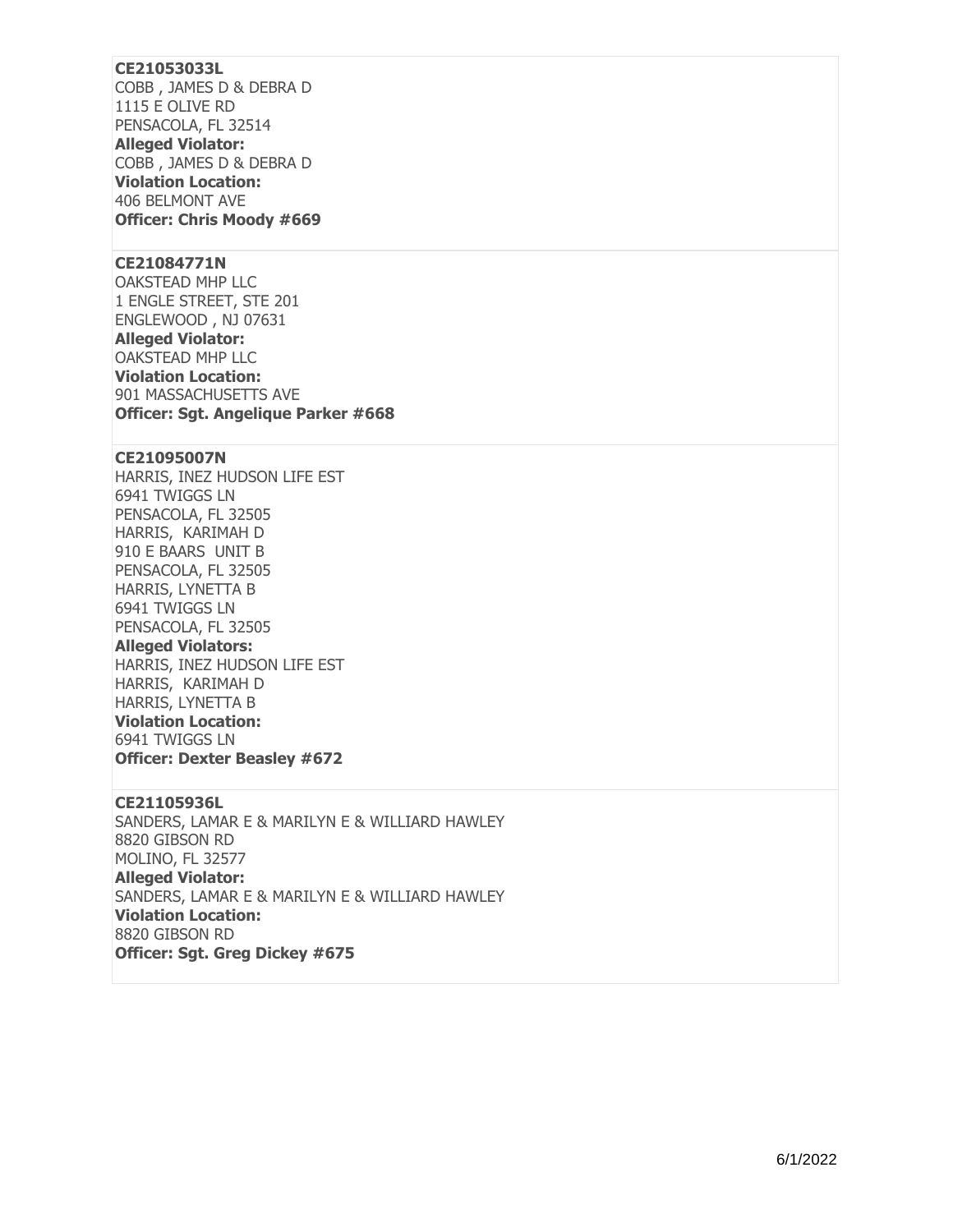**CE21053033L**
COBB , JAMES D & DEBRA D
1115 E OLIVE RD
PENSACOLA, FL 32514
**Alleged Violator:**
COBB , JAMES D & DEBRA D
**Violation Location:**
406 BELMONT AVE
**Officer: Chris Moody #669**

---

**CE21084771N**
OAKSTEAD MHP LLC
1 ENGLE STREET, STE 201
ENGLEWOOD , NJ 07631
**Alleged Violator:**
OAKSTEAD MHP LLC
**Violation Location:**
901 MASSACHUSETTS AVE
**Officer: Sgt. Angelique Parker #668**

---

**CE21095007N**
HARRIS, INEZ HUDSON LIFE EST
6941 TWIGGS LN
PENSACOLA, FL 32505
HARRIS, KARIMAH D
910 E BAARS UNIT B
PENSACOLA, FL 32505
HARRIS, LYNETTA B
6941 TWIGGS LN
PENSACOLA, FL 32505
**Alleged Violators:**
HARRIS, INEZ HUDSON LIFE EST
HARRIS, KARIMAH D
HARRIS, LYNETTA B
**Violation Location:**
6941 TWIGGS LN
**Officer: Dexter Beasley #672**

---

**CE21105936L**
SANDERS, LAMAR E & MARILYN E & WILLIARD HAWLEY
8820 GIBSON RD
MOLINO, FL 32577
**Alleged Violator:**
SANDERS, LAMAR E & MARILYN E & WILLIARD HAWLEY
**Violation Location:**
8820 GIBSON RD
**Officer: Sgt. Greg Dickey #675**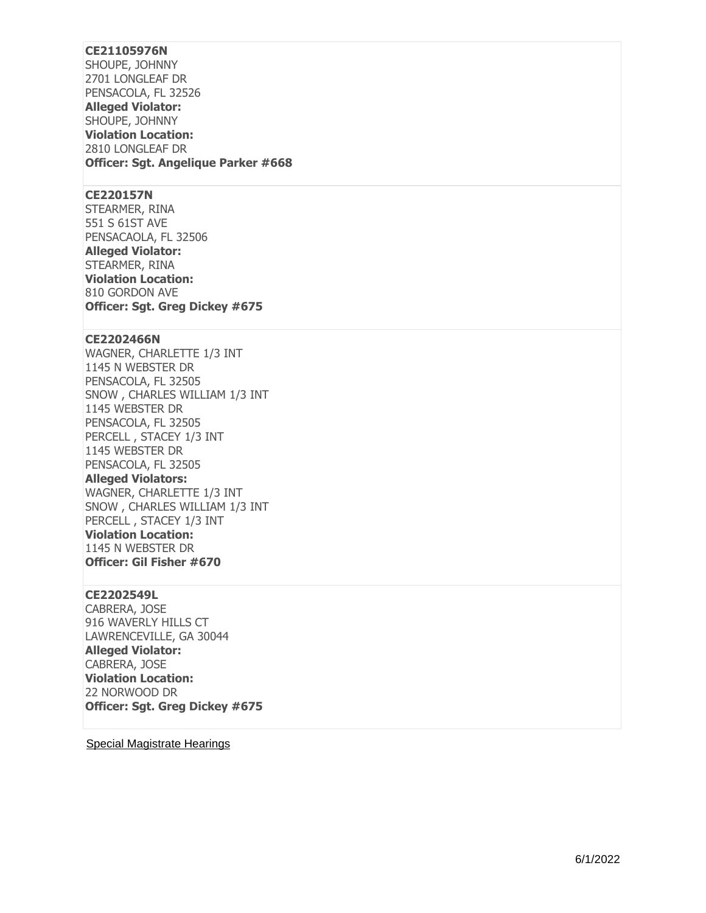**CE21105976N**
SHOUPE, JOHNNY
2701 LONGLEAF DR
PENSACOLA, FL 32526
**Alleged Violator:**
SHOUPE, JOHNNY
**Violation Location:**
2810 LONGLEAF DR
**Officer: Sgt. Angelique Parker #668**

---

**CE220157N**
STEARMER, RINA
551 S 61ST AVE
PENSACAOLA, FL 32506
**Alleged Violator:**
STEARMER, RINA
**Violation Location:**
810 GORDON AVE
**Officer: Sgt. Greg Dickey #675**

---

**CE2202466N**
WAGNER, CHARLETTE 1/3 INT
1145 N WEBSTER DR
PENSACOLA, FL 32505
SNOW , CHARLES WILLIAM 1/3 INT
1145 WEBSTER DR
PENSACOLA, FL 32505
PERCELL , STACEY 1/3 INT
1145 WEBSTER DR
PENSACOLA, FL 32505
**Alleged Violators:**
WAGNER, CHARLETTE 1/3 INT
SNOW , CHARLES WILLIAM 1/3 INT
PERCELL , STACEY 1/3 INT
**Violation Location:**
1145 N WEBSTER DR
**Officer: Gil Fisher #670**

---

**CE2202549L**
CABRERA, JOSE
916 WAVERLY HILLS CT
LAWRENCEVILLE, GA 30044
**Alleged Violator:**
CABRERA, JOSE
**Violation Location:**
22 NORWOOD DR
**Officer: Sgt. Greg Dickey #675**

---

Special Magistrate Hearings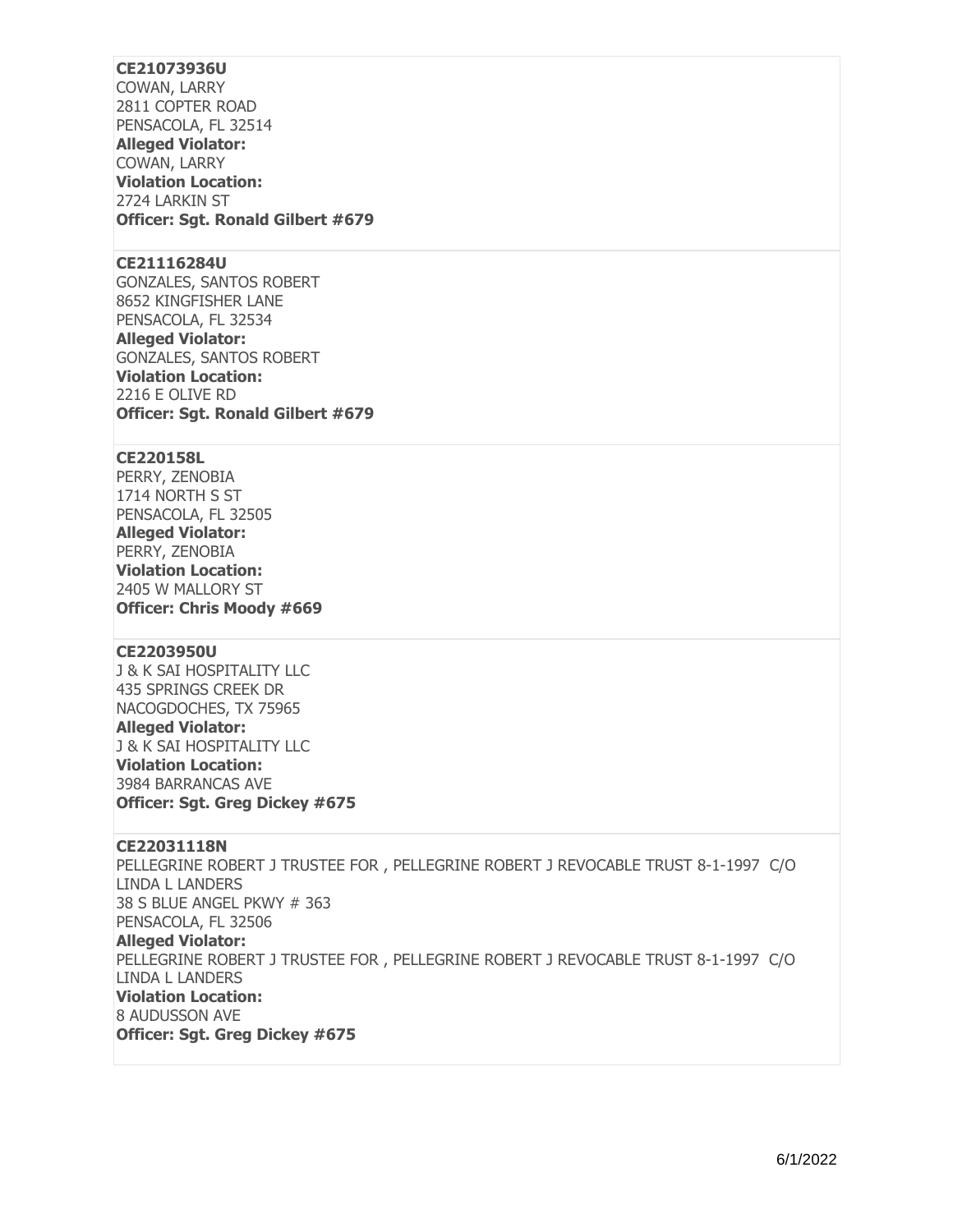**CE21073936U**
COWAN, LARRY
2811 COPTER ROAD
PENSACOLA, FL 32514
**Alleged Violator:**
COWAN, LARRY
**Violation Location:**
2724 LARKIN ST
**Officer: Sgt. Ronald Gilbert #679**

**CE21116284U**
GONZALES, SANTOS ROBERT
8652 KINGFISHER LANE
PENSACOLA, FL 32534
**Alleged Violator:**
GONZALES, SANTOS ROBERT
**Violation Location:**
2216 E OLIVE RD
**Officer: Sgt. Ronald Gilbert #679**

**CE220158L**
PERRY, ZENOBIA
1714 NORTH S ST
PENSACOLA, FL 32505
**Alleged Violator:**
PERRY, ZENOBIA
**Violation Location:**
2405 W MALLORY ST
**Officer: Chris Moody #669**

**CE2203950U**
J & K SAI HOSPITALITY LLC
435 SPRINGS CREEK DR
NACOGDOCHES, TX 75965
**Alleged Violator:**
J & K SAI HOSPITALITY LLC
**Violation Location:**
3984 BARRANCAS AVE
**Officer: Sgt. Greg Dickey #675**

**CE22031118N**
PELLEGRINE ROBERT J TRUSTEE FOR , PELLEGRINE ROBERT J REVOCABLE TRUST 8-1-1997 C/O LINDA L LANDERS
38 S BLUE ANGEL PKWY # 363
PENSACOLA, FL 32506
**Alleged Violator:**
PELLEGRINE ROBERT J TRUSTEE FOR , PELLEGRINE ROBERT J REVOCABLE TRUST 8-1-1997 C/O LINDA L LANDERS
**Violation Location:**
8 AUDUSSON AVE
**Officer: Sgt. Greg Dickey #675**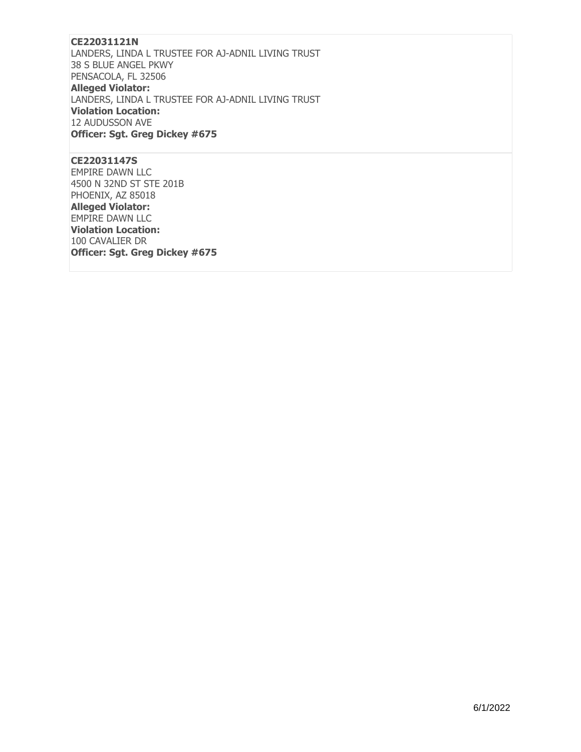**CE22031121N**
LANDERS, LINDA L TRUSTEE FOR AJ-ADNIL LIVING TRUST
38 S BLUE ANGEL PKWY
PENSACOLA, FL 32506
**Alleged Violator:**
LANDERS, LINDA L TRUSTEE FOR AJ-ADNIL LIVING TRUST
**Violation Location:**
12 AUDUSSON AVE
**Officer: Sgt. Greg Dickey #675**

**CE22031147S**
EMPIRE DAWN LLC
4500 N 32ND ST STE 201B
PHOENIX, AZ 85018
**Alleged Violator:**
EMPIRE DAWN LLC
**Violation Location:**
100 CAVALIER DR
**Officer: Sgt. Greg Dickey #675**